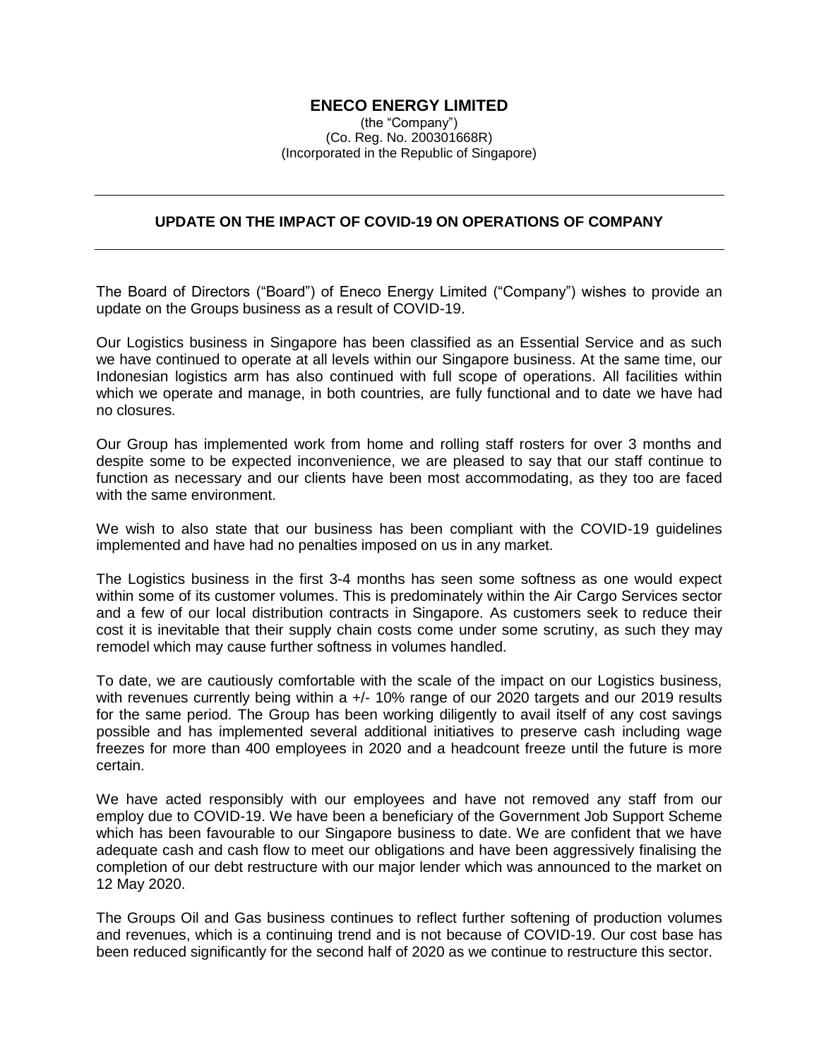# ENECO ENERGY LIMITED

(the "Company")
(Co. Reg. No. 200301668R)
(Incorporated in the Republic of Singapore)

---

## UPDATE ON THE IMPACT OF COVID-19 ON OPERATIONS OF COMPANY

---

The Board of Directors ("Board") of Eneco Energy Limited ("Company") wishes to provide an update on the Groups business as a result of COVID-19.

Our Logistics business in Singapore has been classified as an Essential Service and as such we have continued to operate at all levels within our Singapore business. At the same time, our Indonesian logistics arm has also continued with full scope of operations. All facilities within which we operate and manage, in both countries, are fully functional and to date we have had no closures.

Our Group has implemented work from home and rolling staff rosters for over 3 months and despite some to be expected inconvenience, we are pleased to say that our staff continue to function as necessary and our clients have been most accommodating, as they too are faced with the same environment.

We wish to also state that our business has been compliant with the COVID-19 guidelines implemented and have had no penalties imposed on us in any market.

The Logistics business in the first 3-4 months has seen some softness as one would expect within some of its customer volumes. This is predominately within the Air Cargo Services sector and a few of our local distribution contracts in Singapore. As customers seek to reduce their cost it is inevitable that their supply chain costs come under some scrutiny, as such they may remodel which may cause further softness in volumes handled.

To date, we are cautiously comfortable with the scale of the impact on our Logistics business, with revenues currently being within a +/- 10% range of our 2020 targets and our 2019 results for the same period. The Group has been working diligently to avail itself of any cost savings possible and has implemented several additional initiatives to preserve cash including wage freezes for more than 400 employees in 2020 and a headcount freeze until the future is more certain.

We have acted responsibly with our employees and have not removed any staff from our employ due to COVID-19. We have been a beneficiary of the Government Job Support Scheme which has been favourable to our Singapore business to date. We are confident that we have adequate cash and cash flow to meet our obligations and have been aggressively finalising the completion of our debt restructure with our major lender which was announced to the market on 12 May 2020.

The Groups Oil and Gas business continues to reflect further softening of production volumes and revenues, which is a continuing trend and is not because of COVID-19. Our cost base has been reduced significantly for the second half of 2020 as we continue to restructure this sector.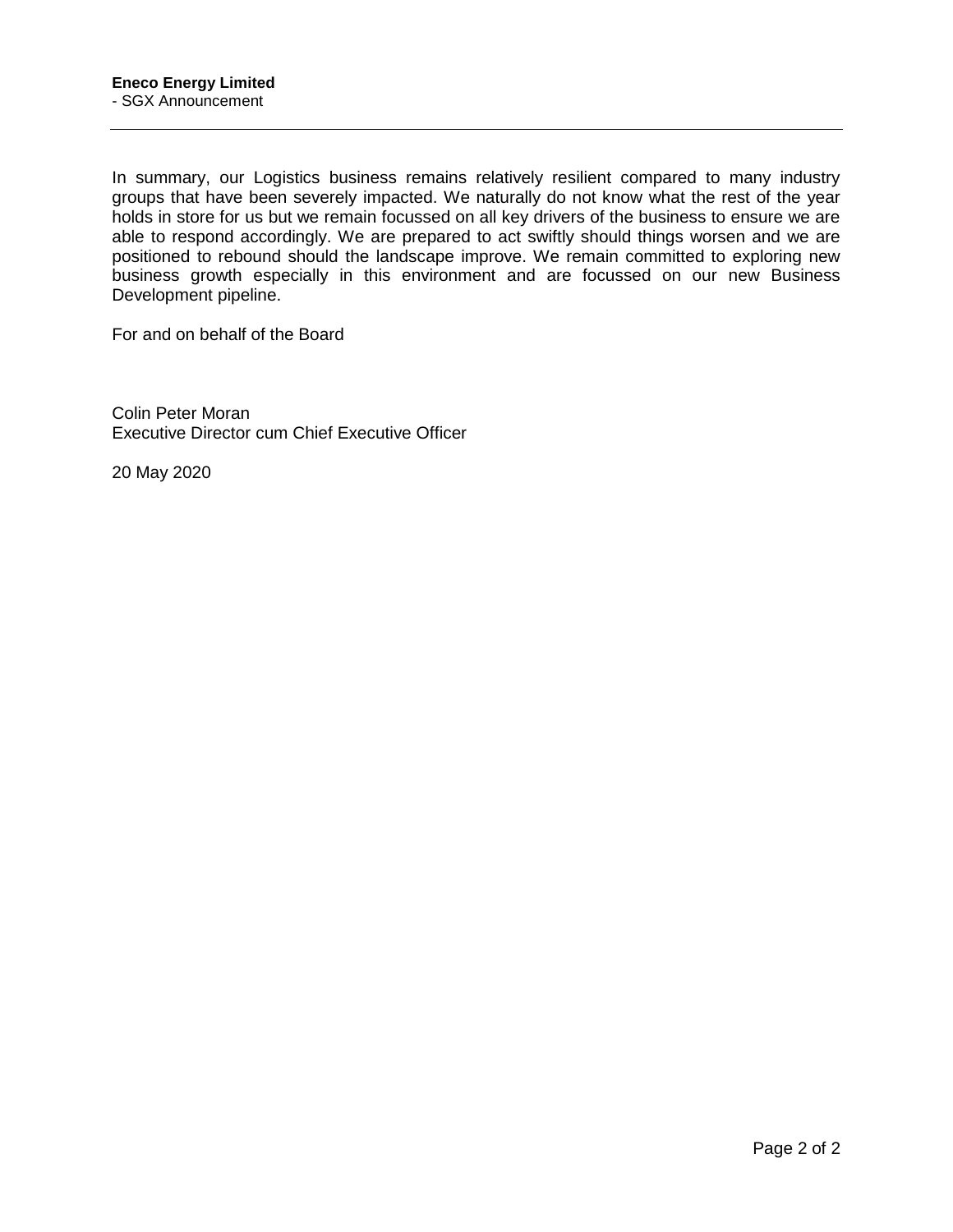In summary, our Logistics business remains relatively resilient compared to many industry groups that have been severely impacted. We naturally do not know what the rest of the year holds in store for us but we remain focussed on all key drivers of the business to ensure we are able to respond accordingly. We are prepared to act swiftly should things worsen and we are positioned to rebound should the landscape improve. We remain committed to exploring new business growth especially in this environment and are focussed on our new Business Development pipeline.

For and on behalf of the Board

Colin Peter Moran  
Executive Director cum Chief Executive Officer

20 May 2020